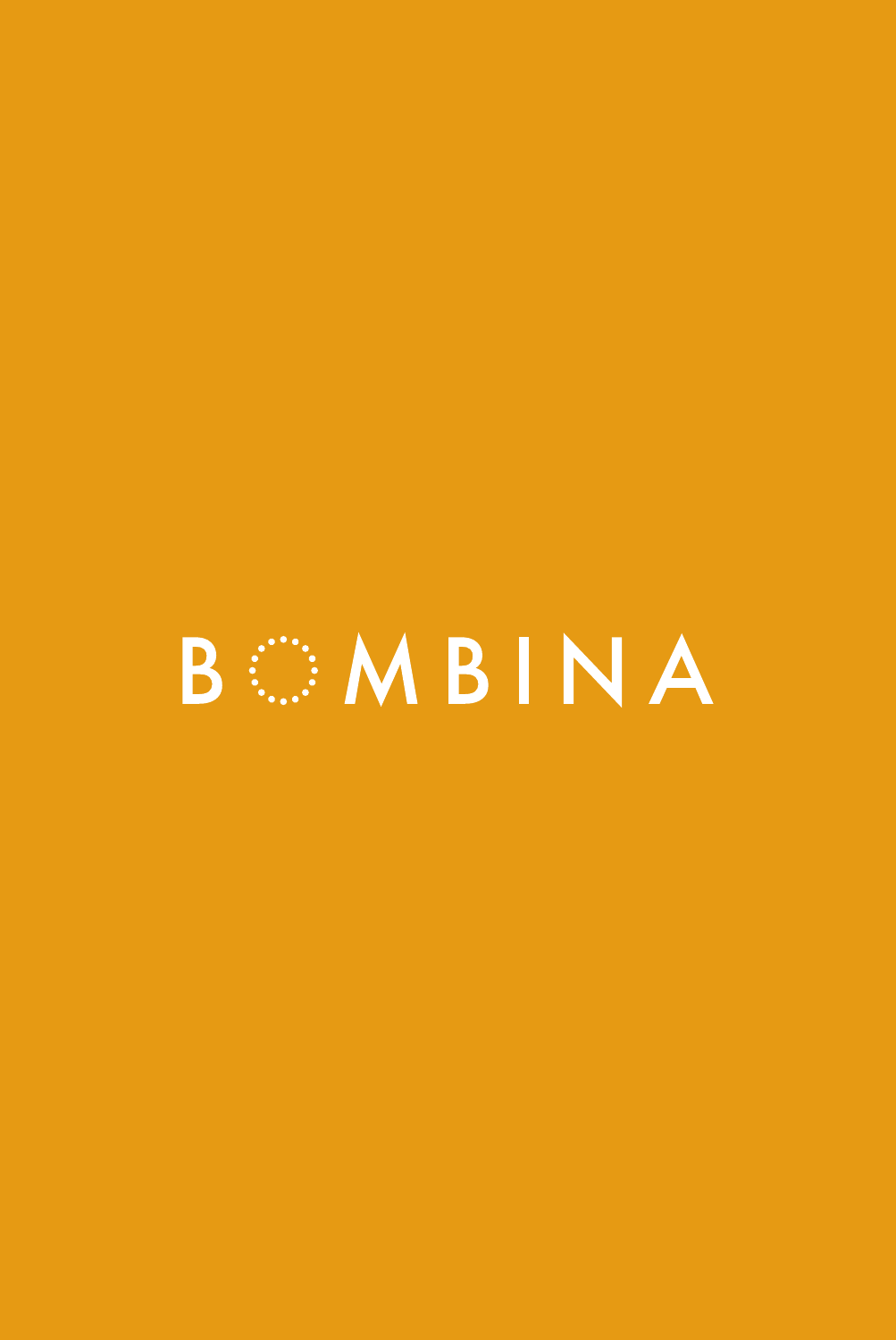# BOMBINA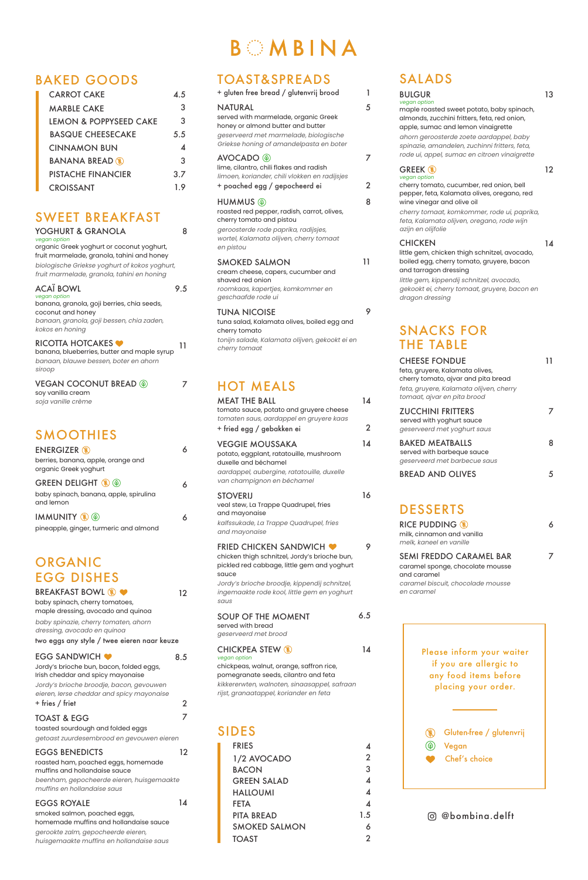# BOMBINA

## BAKED GOODS

| | |
|---|---|
| CARROT CAKE | 4.5 |
| MARBLE CAKE | 3 |
| LEMON & POPPYSEED CAKE | 3 |
| BASQUE CHEESECAKE | 5.5 |
| CINNAMON BUN | 4 |
| BANANA BREAD (GF) | 3 |
| PISTACHE FINANCIER | 3.7 |
| CROISSANT | 1.9 |

## SWEET BREAKFAST

**YOGHURT & GRANOLA** — 8
*vegan option*
organic Greek yoghurt or coconut yoghurt, fruit marmelade, granola, tahini and honey
*biologische Griekse yoghurt of kokos yoghurt, fruit marmelade, granola, tahini en honing*

**ACAÏ BOWL** — 9.5
*vegan option*
banana, granola, goji berries, chia seeds, coconut and honey
*banaan, granola, goji bessen, chia zaden, kokos en honing*

**RICOTTA HOTCAKES** (Chef's choice) — 11
banana, blueberries, butter and maple syrup
*banaan, blauwe bessen, boter en ahorn siroop*

**VEGAN COCONUT BREAD** (V) — 7
soy vanilla cream
*soja vanille crème*

## SMOOTHIES

**ENERGIZER** (GF) — 6
berries, banana, apple, orange and organic Greek yoghurt

**GREEN DELIGHT** (GF) (V) — 6
baby spinach, banana, apple, spirulina and lemon

**IMMUNITY** (GF) (V) — 6
pineapple, ginger, turmeric and almond

## ORGANIC EGG DISHES

**BREAKFAST BOWL** (GF) (Chef's choice) — 12
baby spinach, cherry tomatoes, maple dressing, quinoa
*baby spinazie, cherry tomaten, ahorn dressing, avocado en quinoa*
two eggs any style / twee eieren naar keuze

**EGG SANDWICH** (Chef's choice) — 8.5
Jordy's brioche bun, bacon, folded eggs, Irish cheddar and spicy mayonaise
*Jordy's brioche broodje, bacon, gevouwen eieren, Ierse cheddar and spicy mayonaise*
+ fries / friet — 2

**TOAST & EGG** — 7
toasted sourdough and folded eggs
*getoast zuurdesembrood en gevouwen eieren*

**EGGS BENEDICTS** — 12
roasted ham, poached eggs, homemade muffins and hollandaise sauce
*beenham, gepocheerde eieren, huisgemaakte muffins en hollandaise saus*

**EGGS ROYALE** — 14
smoked salmon, poached eggs, homemade muffins and hollandaise sauce
*gerookte zalm, gepocheerde eieren, huisgemaakte muffins en hollandaise saus*

## TOAST&SPREADS

+ gluten free bread / glutenvrij brood — 1

**NATURAL** — 5
served with marmelade, organic Greek honey or almond butter and butter
*geserveerd met marmelade, biologische Griekse honing of amandelpasta en boter*

**AVOCADO** (V) — 7
lime, cilantro, chili flakes and radish
*limoen, koriander, chili vlokken en radijsjes*
+ poached egg / gepocheerd ei — 2

**HUMMUS** (V) — 8
roasted red pepper, radish, carrot, olives, cherry tomato and pistou
*geroosterde rode paprika, radijsjes, wortel, Kalamata olijven, cherry tomaat en pistou*

**SMOKED SALMON** — 11
cream cheese, capers, cucumber and shaved red onion
*roomkaas, kapertjes, komkommer en geschaafde rode ui*

**TUNA NICOISE** — 9
tuna salad, Kalamata olives, boiled egg and cherry tomato
*tonijn salade, Kalamata olijven, gekookt ei en cherry tomaat*

## HOT MEALS

**MEAT THE BALL** — 14
tomato sauce, potato and gruyere cheese
*tomaten saus, aardappel en gruyere kaas*
+ fried egg / gebakken ei — 2

**VEGGIE MOUSSAKA** — 14
potato, eggplant, ratatouille, mushroom duxelle and béchamel
*aardappel, aubergine, ratatouille, duxelle van champignon en béchamel*

**STOVERIJ** — 16
veal stew, La Trappe Quadrupel, fries and mayonaise
*kalfssukade, La Trappe Quadrupel, fries and mayonaise*

**FRIED CHICKEN SANDWICH** (Chef's choice) — 9
chicken thigh schnitzel, Jordy's brioche bun, pickled red cabbage, little gem and yoghurt sauce
*Jordy's brioche broodje, kippendij schnitzel, ingemaakte rode kool, little gem en yoghurt saus*

**SOUP OF THE MOMENT** — 6.5
served with bread
*geserveerd met brood*

**CHICKPEA STEW** (GF) — 14
*vegan option*
chickpeas, walnut, orange, saffron rice, pomegranate seeds, cilantro and feta
*kikkererwten, walnoten, sinaasappel, safraan rijst, granaatappel, koriander en feta*

## SIDES

| | |
|---|---|
| FRIES | 4 |
| 1/2 AVOCADO | 2 |
| BACON | 3 |
| GREEN SALAD | 4 |
| HALLOUMI | 4 |
| FETA | 4 |
| PITA BREAD | 1.5 |
| SMOKED SALMON | 6 |
| TOAST | 2 |

## SALADS

**BULGUR** — 13
*vegan option*
maple roasted sweet potato, baby spinach, almonds, zucchini fritters, feta, red onion, apple, sumac and lemon vinaigrette
*ahorn geroosterde zoete aardappel, baby spinazie, amandelen, zuchinni fritters, feta, rode ui, appel, sumac en citroen vinaigrette*

**GREEK** (GF) — 12
*vegan option*
cherry tomato, cucumber, red onion, bell pepper, feta, Kalamata olives, oregano, red wine vinegar and olive oil
*cherry tomaat, komkommer, rode ui, paprika, feta, Kalamata olijven, oregano, rode wijn azijn en olijfolie*

**CHICKEN** — 14
little gem, chicken thigh schnitzel, avocado, boiled egg, cherry tomato, gruyere, bacon and tarragon dressing
*little gem, kippendij schnitzel, avocado, gekookt ei, cherry tomaat, gruyere, bacon en dragon dressing*

## SNACKS FOR THE TABLE

**CHEESE FONDUE** — 11
feta, gruyere, Kalamata olives, cherry tomato, ajvar and pita bread
*feta, gruyere, Kalamata olijven, cherry tomaat, ajvar en pita brood*

**ZUCCHINI FRITTERS** — 7
served with yoghurt sauce
*geserveerd met yoghurt saus*

**BAKED MEATBALLS** — 8
served with barbeque sauce
*geserveerd met barbecue saus*

**BREAD AND OLIVES** — 5

## DESSERTS

**RICE PUDDING** (GF) — 6
milk, cinnamon and vanilla
*melk, kaneel en vanille*

**SEMI FREDDO CARAMEL BAR** — 7
caramel sponge, chocolate mousse and caramel
*caramel biscuit, chocolade mousse en caramel*

Please inform your waiter if you are allergic to any food items before placing your order.

- (GF) Gluten-free / glutenvrij
- (V) Vegan
- (Chef's choice) Chef's choice

@bombina.delft